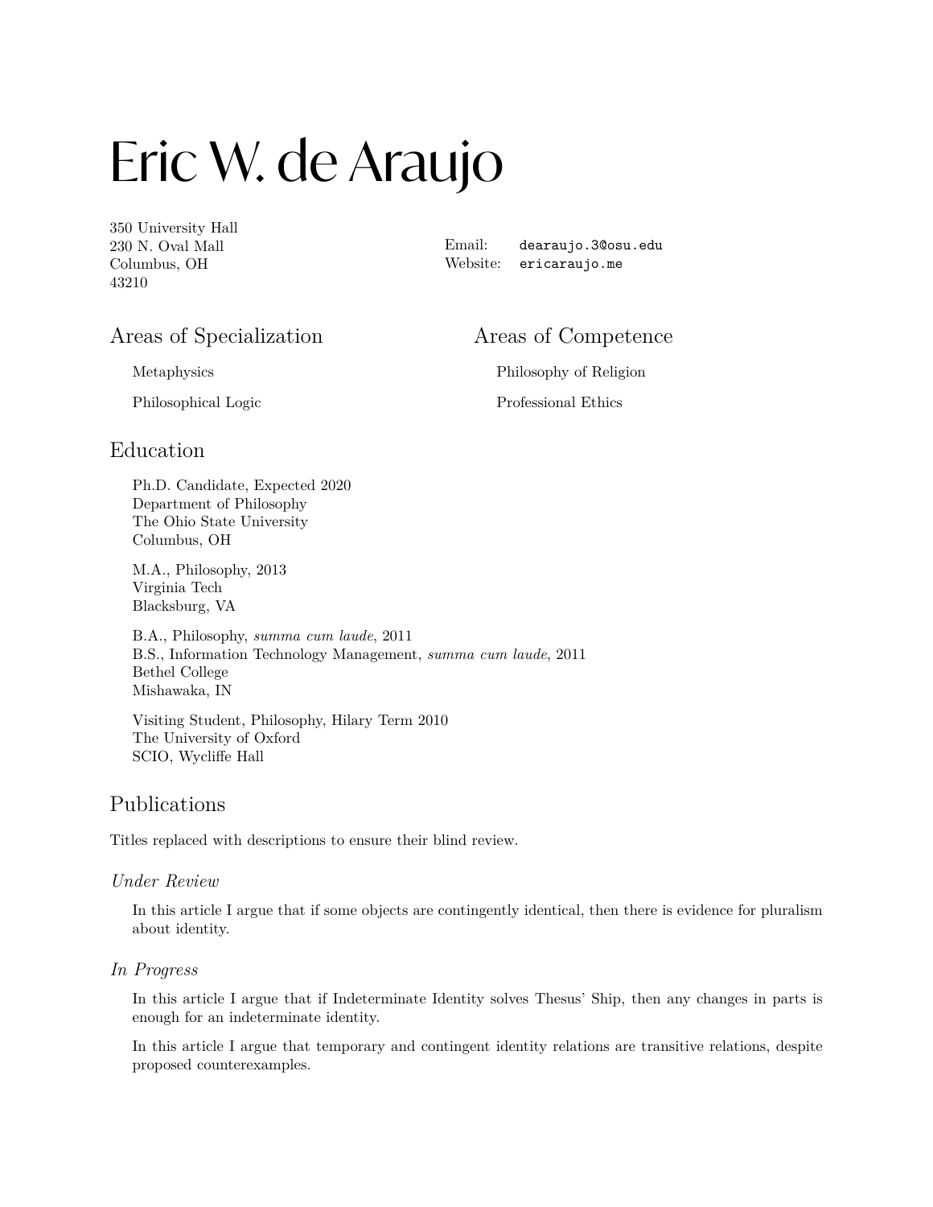# Eric W. de Araujo

350 University Hall
230 N. Oval Mall
Columbus, OH
43210

Email: dearaujo.3@osu.edu
Website: ericaraujo.me

## Areas of Specialization

Metaphysics

Philosophical Logic

## Areas of Competence

Philosophy of Religion

Professional Ethics

## Education

Ph.D. Candidate, Expected 2020
Department of Philosophy
The Ohio State University
Columbus, OH

M.A., Philosophy, 2013
Virginia Tech
Blacksburg, VA

B.A., Philosophy, *summa cum laude*, 2011
B.S., Information Technology Management, *summa cum laude*, 2011
Bethel College
Mishawaka, IN

Visiting Student, Philosophy, Hilary Term 2010
The University of Oxford
SCIO, Wycliffe Hall

## Publications

Titles replaced with descriptions to ensure their blind review.

### *Under Review*

In this article I argue that if some objects are contingently identical, then there is evidence for pluralism about identity.

### *In Progress*

In this article I argue that if Indeterminate Identity solves Thesus' Ship, then any changes in parts is enough for an indeterminate identity.

In this article I argue that temporary and contingent identity relations are transitive relations, despite proposed counterexamples.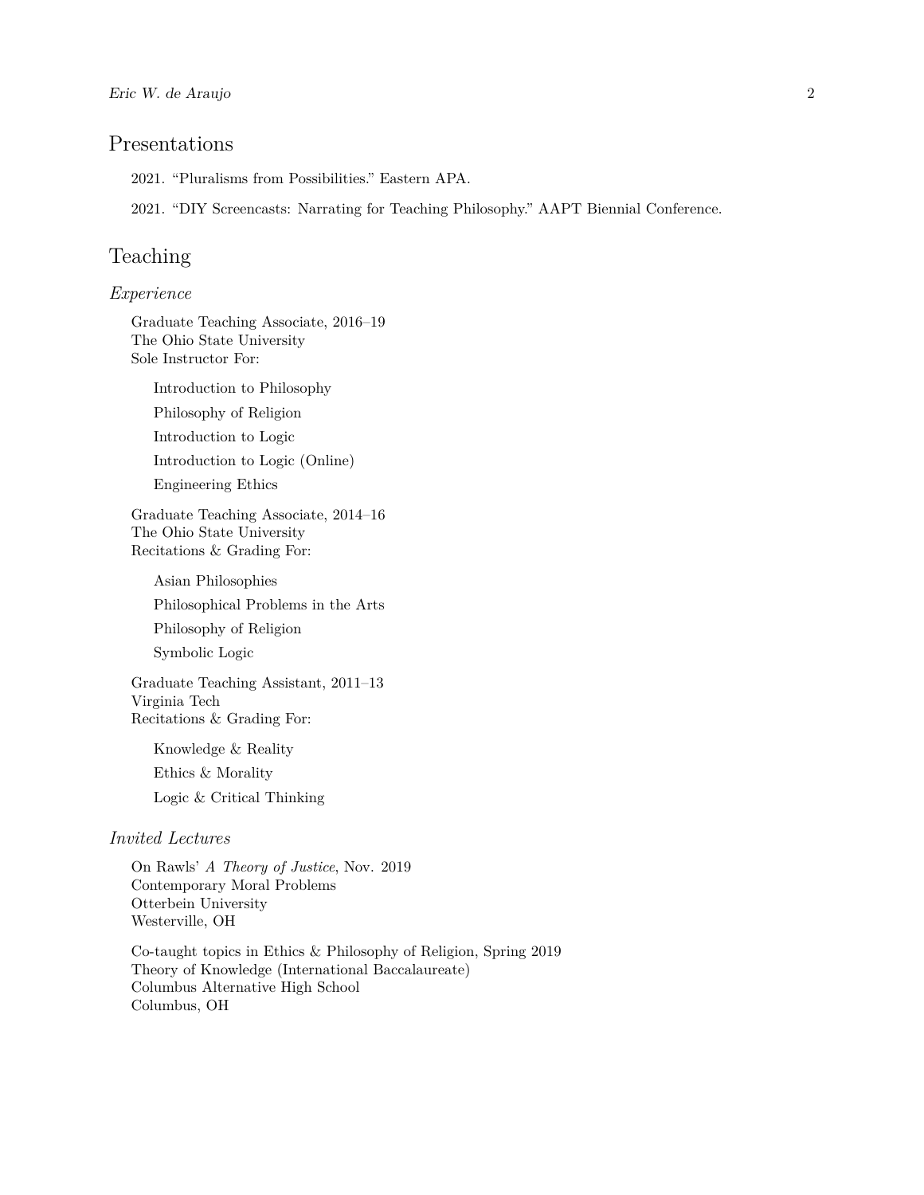## Presentations

2021. "Pluralisms from Possibilities." Eastern APA.

2021. "DIY Screencasts: Narrating for Teaching Philosophy." AAPT Biennial Conference.

## Teaching

### *Experience*

Graduate Teaching Associate, 2016–19
The Ohio State University
Sole Instructor For:

- Introduction to Philosophy
- Philosophy of Religion
- Introduction to Logic
- Introduction to Logic (Online)
- Engineering Ethics

Graduate Teaching Associate, 2014–16
The Ohio State University
Recitations & Grading For:

- Asian Philosophies
- Philosophical Problems in the Arts
- Philosophy of Religion
- Symbolic Logic

Graduate Teaching Assistant, 2011–13
Virginia Tech
Recitations & Grading For:

- Knowledge & Reality
- Ethics & Morality
- Logic & Critical Thinking

### *Invited Lectures*

On Rawls' *A Theory of Justice*, Nov. 2019
Contemporary Moral Problems
Otterbein University
Westerville, OH

Co-taught topics in Ethics & Philosophy of Religion, Spring 2019
Theory of Knowledge (International Baccalaureate)
Columbus Alternative High School
Columbus, OH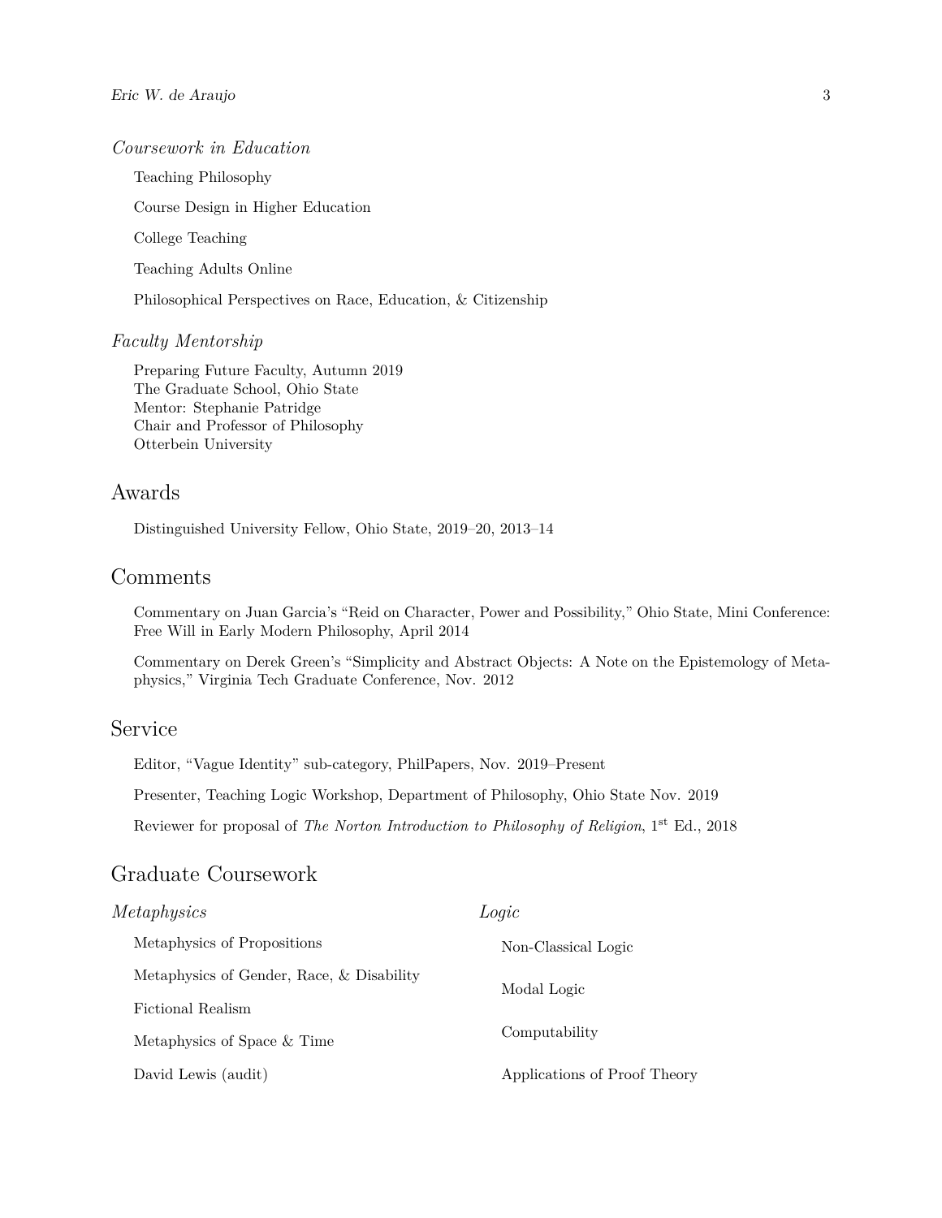*Coursework in Education*

Teaching Philosophy

Course Design in Higher Education

College Teaching

Teaching Adults Online

Philosophical Perspectives on Race, Education, & Citizenship

*Faculty Mentorship*

Preparing Future Faculty, Autumn 2019
The Graduate School, Ohio State
Mentor: Stephanie Patridge
Chair and Professor of Philosophy
Otterbein University

## Awards

Distinguished University Fellow, Ohio State, 2019–20, 2013–14

## Comments

Commentary on Juan Garcia's "Reid on Character, Power and Possibility," Ohio State, Mini Conference: Free Will in Early Modern Philosophy, April 2014

Commentary on Derek Green's "Simplicity and Abstract Objects: A Note on the Epistemology of Metaphysics," Virginia Tech Graduate Conference, Nov. 2012

## Service

Editor, "Vague Identity" sub-category, PhilPapers, Nov. 2019–Present

Presenter, Teaching Logic Workshop, Department of Philosophy, Ohio State Nov. 2019

Reviewer for proposal of *The Norton Introduction to Philosophy of Religion*, 1st Ed., 2018

## Graduate Coursework

*Metaphysics*

Metaphysics of Propositions

Metaphysics of Gender, Race, & Disability

Fictional Realism

Metaphysics of Space & Time

David Lewis (audit)

*Logic*

Non-Classical Logic

Modal Logic

Computability

Applications of Proof Theory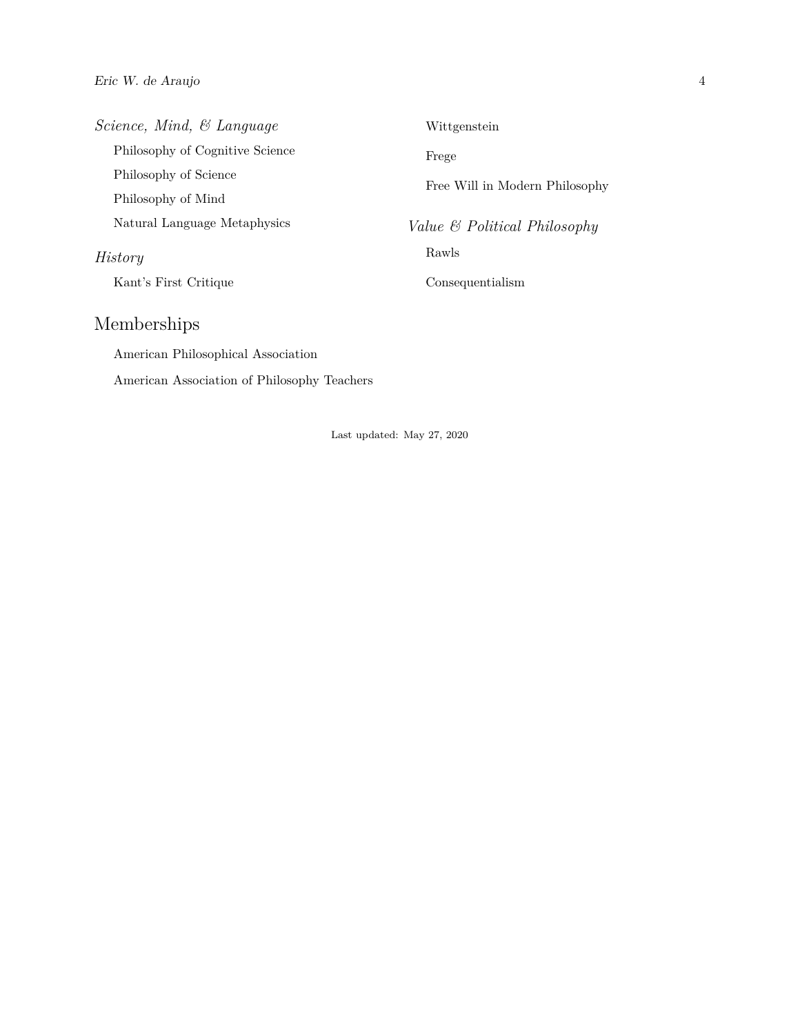*Science, Mind, & Language*

Philosophy of Cognitive Science

Philosophy of Science

Philosophy of Mind

Natural Language Metaphysics

*History*

Kant's First Critique

Wittgenstein

Frege

Free Will in Modern Philosophy

*Value & Political Philosophy*

Rawls

Consequentialism

## Memberships

American Philosophical Association

American Association of Philosophy Teachers

Last updated: May 27, 2020